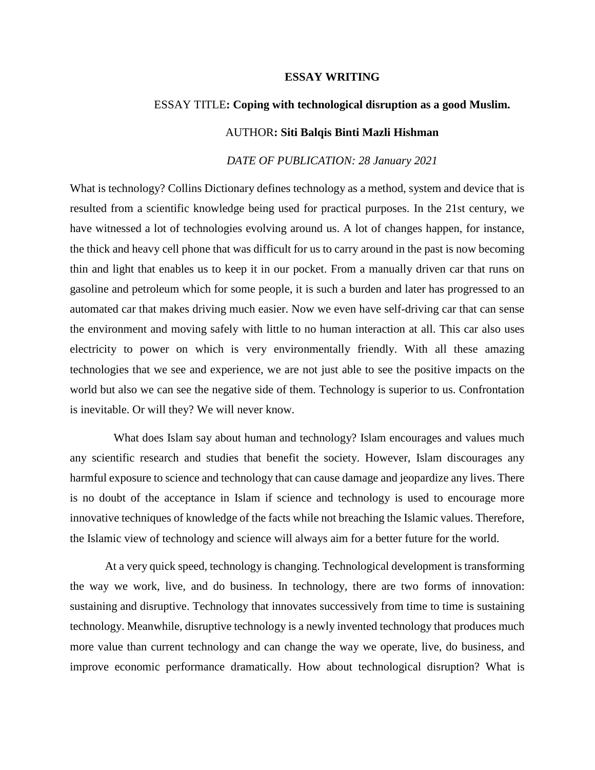# ESSAY WRITING

ESSAY TITLE**: Coping with technological disruption as a good Muslim.**

AUTHOR**: Siti Balqis Binti Mazli Hishman**

*DATE OF PUBLICATION: 28 January 2021*

What is technology? Collins Dictionary defines technology as a method, system and device that is resulted from a scientific knowledge being used for practical purposes. In the 21st century, we have witnessed a lot of technologies evolving around us. A lot of changes happen, for instance, the thick and heavy cell phone that was difficult for us to carry around in the past is now becoming thin and light that enables us to keep it in our pocket. From a manually driven car that runs on gasoline and petroleum which for some people, it is such a burden and later has progressed to an automated car that makes driving much easier. Now we even have self-driving car that can sense the environment and moving safely with little to no human interaction at all. This car also uses electricity to power on which is very environmentally friendly. With all these amazing technologies that we see and experience, we are not just able to see the positive impacts on the world but also we can see the negative side of them. Technology is superior to us. Confrontation is inevitable. Or will they? We will never know.

What does Islam say about human and technology? Islam encourages and values much any scientific research and studies that benefit the society. However, Islam discourages any harmful exposure to science and technology that can cause damage and jeopardize any lives. There is no doubt of the acceptance in Islam if science and technology is used to encourage more innovative techniques of knowledge of the facts while not breaching the Islamic values. Therefore, the Islamic view of technology and science will always aim for a better future for the world.

At a very quick speed, technology is changing. Technological development is transforming the way we work, live, and do business. In technology, there are two forms of innovation: sustaining and disruptive. Technology that innovates successively from time to time is sustaining technology. Meanwhile, disruptive technology is a newly invented technology that produces much more value than current technology and can change the way we operate, live, do business, and improve economic performance dramatically. How about technological disruption? What is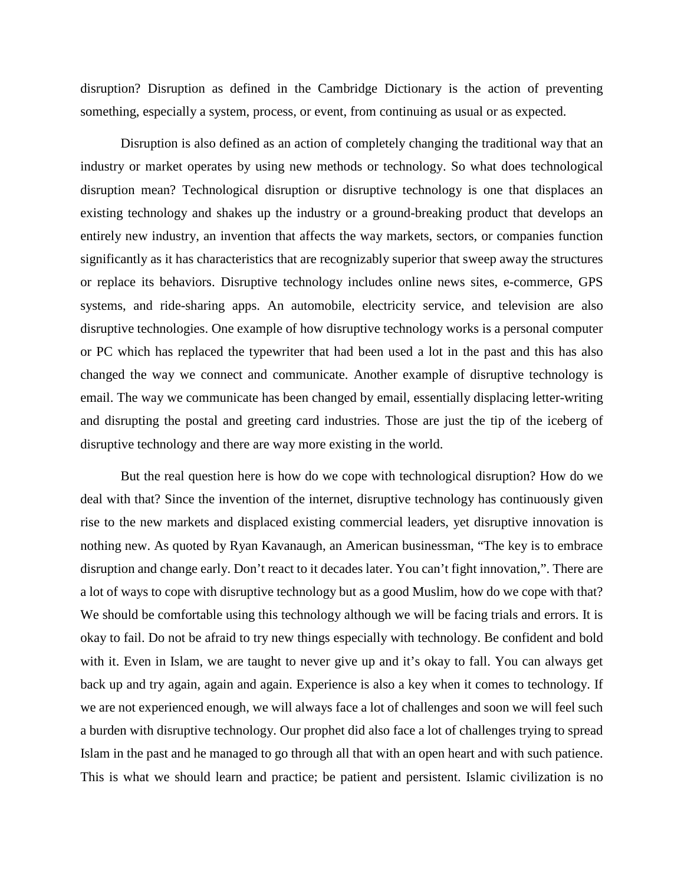disruption? Disruption as defined in the Cambridge Dictionary is the action of preventing something, especially a system, process, or event, from continuing as usual or as expected.

Disruption is also defined as an action of completely changing the traditional way that an industry or market operates by using new methods or technology. So what does technological disruption mean? Technological disruption or disruptive technology is one that displaces an existing technology and shakes up the industry or a ground-breaking product that develops an entirely new industry, an invention that affects the way markets, sectors, or companies function significantly as it has characteristics that are recognizably superior that sweep away the structures or replace its behaviors. Disruptive technology includes online news sites, e-commerce, GPS systems, and ride-sharing apps. An automobile, electricity service, and television are also disruptive technologies. One example of how disruptive technology works is a personal computer or PC which has replaced the typewriter that had been used a lot in the past and this has also changed the way we connect and communicate. Another example of disruptive technology is email. The way we communicate has been changed by email, essentially displacing letter-writing and disrupting the postal and greeting card industries. Those are just the tip of the iceberg of disruptive technology and there are way more existing in the world.

But the real question here is how do we cope with technological disruption? How do we deal with that? Since the invention of the internet, disruptive technology has continuously given rise to the new markets and displaced existing commercial leaders, yet disruptive innovation is nothing new. As quoted by Ryan Kavanaugh, an American businessman, "The key is to embrace disruption and change early. Don't react to it decades later. You can't fight innovation,". There are a lot of ways to cope with disruptive technology but as a good Muslim, how do we cope with that? We should be comfortable using this technology although we will be facing trials and errors. It is okay to fail. Do not be afraid to try new things especially with technology. Be confident and bold with it. Even in Islam, we are taught to never give up and it's okay to fall. You can always get back up and try again, again and again. Experience is also a key when it comes to technology. If we are not experienced enough, we will always face a lot of challenges and soon we will feel such a burden with disruptive technology. Our prophet did also face a lot of challenges trying to spread Islam in the past and he managed to go through all that with an open heart and with such patience. This is what we should learn and practice; be patient and persistent. Islamic civilization is no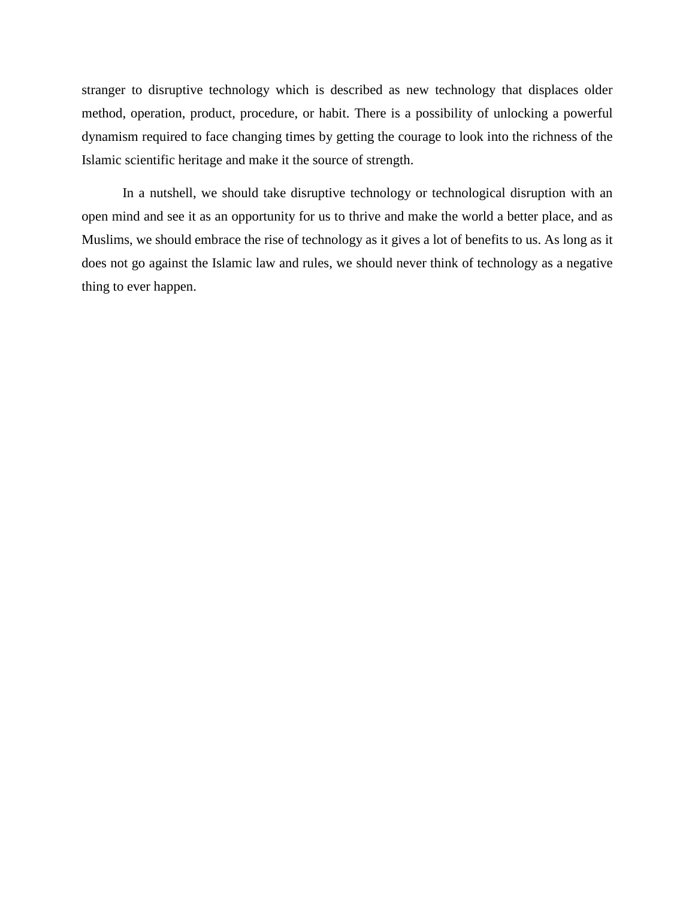stranger to disruptive technology which is described as new technology that displaces older method, operation, product, procedure, or habit. There is a possibility of unlocking a powerful dynamism required to face changing times by getting the courage to look into the richness of the Islamic scientific heritage and make it the source of strength.

In a nutshell, we should take disruptive technology or technological disruption with an open mind and see it as an opportunity for us to thrive and make the world a better place, and as Muslims, we should embrace the rise of technology as it gives a lot of benefits to us. As long as it does not go against the Islamic law and rules, we should never think of technology as a negative thing to ever happen.